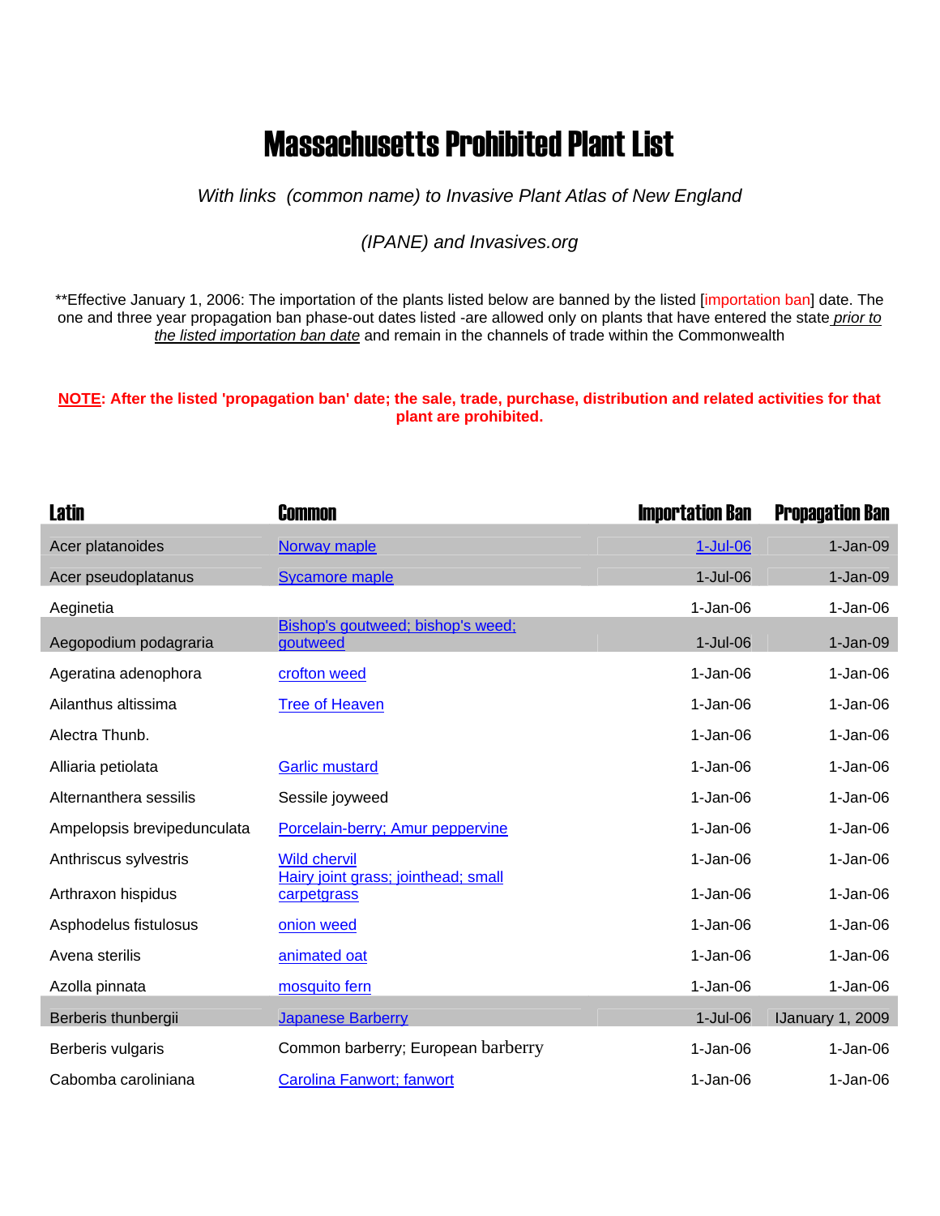# Massachusetts Prohibited Plant List

*With links (common name) to Invasive Plant Atlas of New England*

*(IPANE) and Invasives.org*

**Effective January 1, 2006: The importation of the plants listed below are banned by the listed [importation ban] date. The one and three year propagation ban phase-out dates listed -are allowed only on plants that have entered the state *prior to the listed importation ban date* and remain in the channels of trade within the Commonwealth

**NOTE: After the listed 'propagation ban' date; the sale, trade, purchase, distribution and related activities for that plant are prohibited.**

| Latin | Common | Importation Ban | Propagation Ban |
|---|---|---|---|
| Acer platanoides | Norway maple | 1-Jul-06 | 1-Jan-09 |
| Acer pseudoplatanus | Sycamore maple | 1-Jul-06 | 1-Jan-09 |
| Aeginetia | | 1-Jan-06 | 1-Jan-06 |
| Aegopodium podagraria | Bishop's goutweed; bishop's weed; goutweed | 1-Jul-06 | 1-Jan-09 |
| Ageratina adenophora | crofton weed | 1-Jan-06 | 1-Jan-06 |
| Ailanthus altissima | Tree of Heaven | 1-Jan-06 | 1-Jan-06 |
| Alectra Thunb. | | 1-Jan-06 | 1-Jan-06 |
| Alliaria petiolata | Garlic mustard | 1-Jan-06 | 1-Jan-06 |
| Alternanthera sessilis | Sessile joyweed | 1-Jan-06 | 1-Jan-06 |
| Ampelopsis brevipedunculata | Porcelain-berry; Amur peppervine | 1-Jan-06 | 1-Jan-06 |
| Anthriscus sylvestris | Wild chervil | 1-Jan-06 | 1-Jan-06 |
| Arthraxon hispidus | Hairy joint grass; jointhead; small carpetgrass | 1-Jan-06 | 1-Jan-06 |
| Asphodelus fistulosus | onion weed | 1-Jan-06 | 1-Jan-06 |
| Avena sterilis | animated oat | 1-Jan-06 | 1-Jan-06 |
| Azolla pinnata | mosquito fern | 1-Jan-06 | 1-Jan-06 |
| Berberis thunbergii | Japanese Barberry | 1-Jul-06 | IJanuary 1, 2009 |
| Berberis vulgaris | Common barberry; European barberry | 1-Jan-06 | 1-Jan-06 |
| Cabomba caroliniana | Carolina Fanwort; fanwort | 1-Jan-06 | 1-Jan-06 |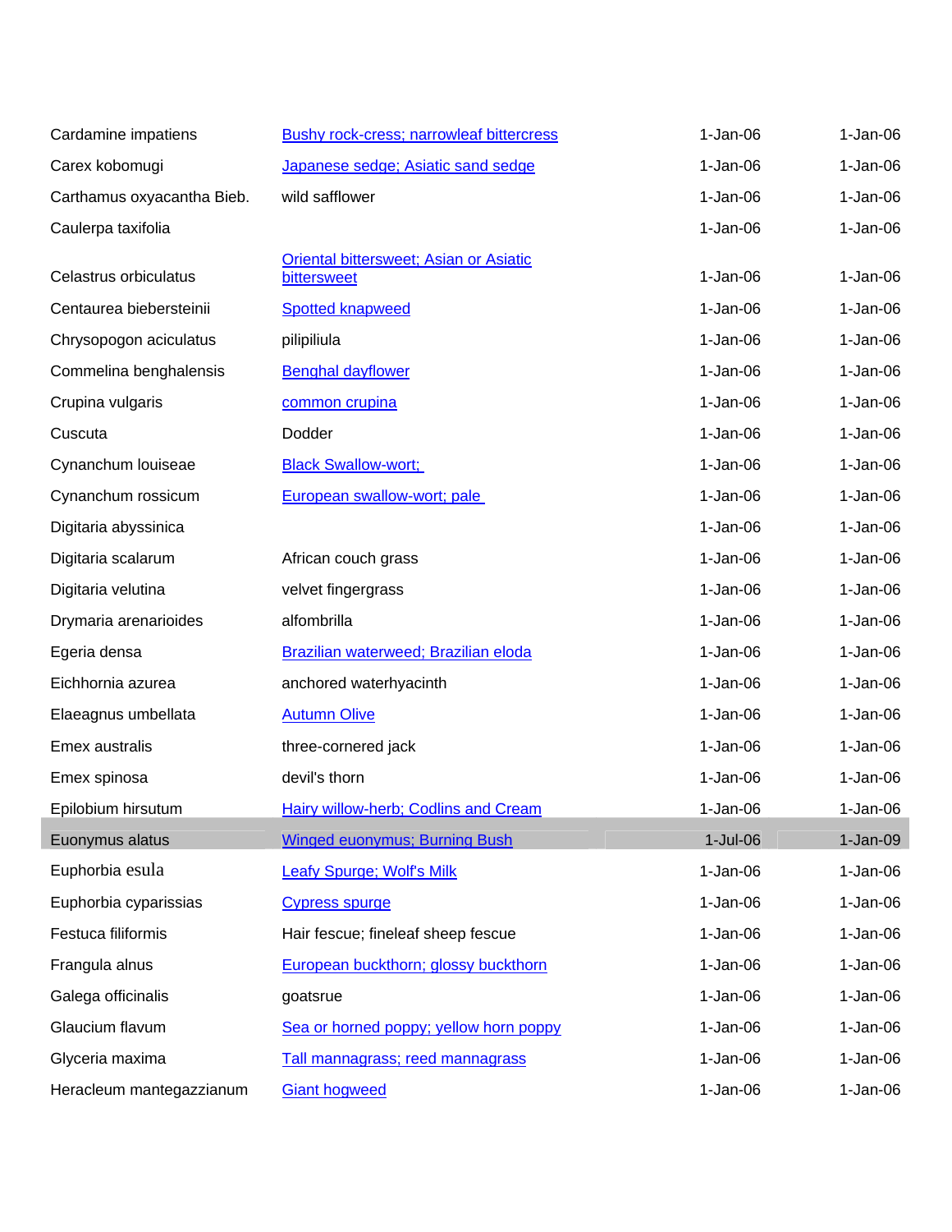| | | | |
|---|---|---|---|
| Cardamine impatiens | Bushy rock-cress; narrowleaf bittercress | 1-Jan-06 | 1-Jan-06 |
| Carex kobomugi | Japanese sedge; Asiatic sand sedge | 1-Jan-06 | 1-Jan-06 |
| Carthamus oxyacantha Bieb. | wild safflower | 1-Jan-06 | 1-Jan-06 |
| Caulerpa taxifolia | | 1-Jan-06 | 1-Jan-06 |
| Celastrus orbiculatus | Oriental bittersweet; Asian or Asiatic bittersweet | 1-Jan-06 | 1-Jan-06 |
| Centaurea biebersteinii | Spotted knapweed | 1-Jan-06 | 1-Jan-06 |
| Chrysopogon aciculatus | pilipiliula | 1-Jan-06 | 1-Jan-06 |
| Commelina benghalensis | Benghal dayflower | 1-Jan-06 | 1-Jan-06 |
| Crupina vulgaris | common crupina | 1-Jan-06 | 1-Jan-06 |
| Cuscuta | Dodder | 1-Jan-06 | 1-Jan-06 |
| Cynanchum louiseae | Black Swallow-wort; | 1-Jan-06 | 1-Jan-06 |
| Cynanchum rossicum | European swallow-wort; pale | 1-Jan-06 | 1-Jan-06 |
| Digitaria abyssinica | | 1-Jan-06 | 1-Jan-06 |
| Digitaria scalarum | African couch grass | 1-Jan-06 | 1-Jan-06 |
| Digitaria velutina | velvet fingergrass | 1-Jan-06 | 1-Jan-06 |
| Drymaria arenarioides | alfombrilla | 1-Jan-06 | 1-Jan-06 |
| Egeria densa | Brazilian waterweed; Brazilian eloda | 1-Jan-06 | 1-Jan-06 |
| Eichhornia azurea | anchored waterhyacinth | 1-Jan-06 | 1-Jan-06 |
| Elaeagnus umbellata | Autumn Olive | 1-Jan-06 | 1-Jan-06 |
| Emex australis | three-cornered jack | 1-Jan-06 | 1-Jan-06 |
| Emex spinosa | devil's thorn | 1-Jan-06 | 1-Jan-06 |
| Epilobium hirsutum | Hairy willow-herb; Codlins and Cream | 1-Jan-06 | 1-Jan-06 |
| Euonymus alatus | Winged euonymus; Burning Bush | 1-Jul-06 | 1-Jan-09 |
| Euphorbia esula | Leafy Spurge; Wolf's Milk | 1-Jan-06 | 1-Jan-06 |
| Euphorbia cyparissias | Cypress spurge | 1-Jan-06 | 1-Jan-06 |
| Festuca filiformis | Hair fescue; fineleaf sheep fescue | 1-Jan-06 | 1-Jan-06 |
| Frangula alnus | European buckthorn; glossy buckthorn | 1-Jan-06 | 1-Jan-06 |
| Galega officinalis | goatsrue | 1-Jan-06 | 1-Jan-06 |
| Glaucium flavum | Sea or horned poppy; yellow horn poppy | 1-Jan-06 | 1-Jan-06 |
| Glyceria maxima | Tall mannagrass; reed mannagrass | 1-Jan-06 | 1-Jan-06 |
| Heracleum mantegazzianum | Giant hogweed | 1-Jan-06 | 1-Jan-06 |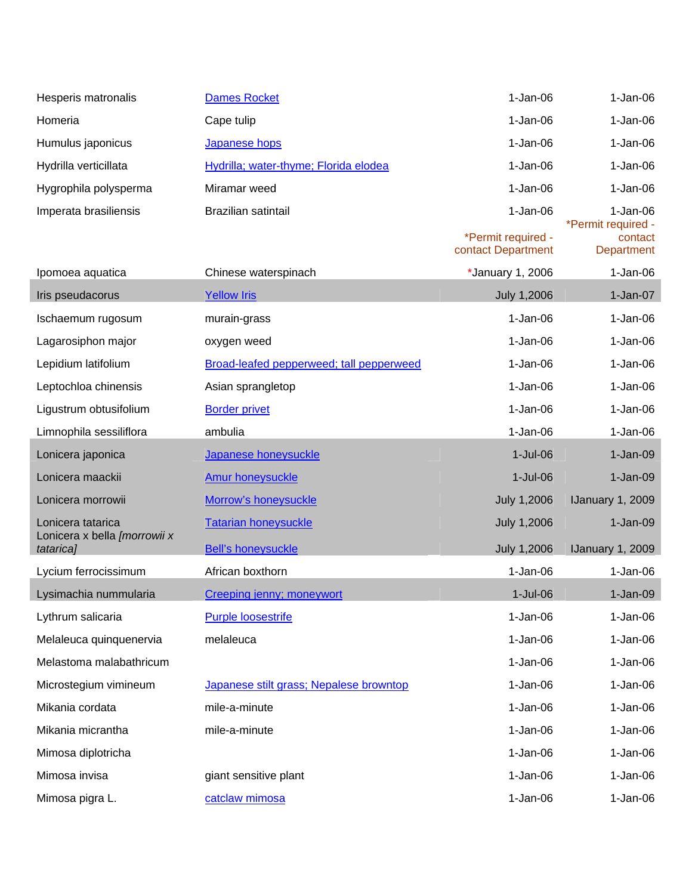| | | | |
|---|---|---|---|
| Hesperis matronalis | Dames Rocket | 1-Jan-06 | 1-Jan-06 |
| Homeria | Cape tulip | 1-Jan-06 | 1-Jan-06 |
| Humulus japonicus | Japanese hops | 1-Jan-06 | 1-Jan-06 |
| Hydrilla verticillata | Hydrilla; water-thyme; Florida elodea | 1-Jan-06 | 1-Jan-06 |
| Hygrophila polysperma | Miramar weed | 1-Jan-06 | 1-Jan-06 |
| Imperata brasiliensis | Brazilian satintail | 1-Jan-06 | 1-Jan-06 |
| | | *Permit required - contact Department | *Permit required - contact Department |
| Ipomoea aquatica | Chinese waterspinach | *January 1, 2006 | 1-Jan-06 |
| Iris pseudacorus | Yellow Iris | July 1,2006 | 1-Jan-07 |
| Ischaemum rugosum | murain-grass | 1-Jan-06 | 1-Jan-06 |
| Lagarosiphon major | oxygen weed | 1-Jan-06 | 1-Jan-06 |
| Lepidium latifolium | Broad-leafed pepperweed; tall pepperweed | 1-Jan-06 | 1-Jan-06 |
| Leptochloa chinensis | Asian sprangletop | 1-Jan-06 | 1-Jan-06 |
| Ligustrum obtusifolium | Border privet | 1-Jan-06 | 1-Jan-06 |
| Limnophila sessiliflora | ambulia | 1-Jan-06 | 1-Jan-06 |
| Lonicera japonica | Japanese honeysuckle | 1-Jul-06 | 1-Jan-09 |
| Lonicera maackii | Amur honeysuckle | 1-Jul-06 | 1-Jan-09 |
| Lonicera morrowii | Morrow's honeysuckle | July 1,2006 | IJanuary 1, 2009 |
| Lonicera tatarica | Tatarian honeysuckle | July 1,2006 | 1-Jan-09 |
| Lonicera x bella *[morrowii x tatarica]* | Bell's honeysuckle | July 1,2006 | IJanuary 1, 2009 |
| Lycium ferrocissimum | African boxthorn | 1-Jan-06 | 1-Jan-06 |
| Lysimachia nummularia | Creeping jenny; moneywort | 1-Jul-06 | 1-Jan-09 |
| Lythrum salicaria | Purple loosestrife | 1-Jan-06 | 1-Jan-06 |
| Melaleuca quinquenervia | melaleuca | 1-Jan-06 | 1-Jan-06 |
| Melastoma malabathricum | | 1-Jan-06 | 1-Jan-06 |
| Microstegium vimineum | Japanese stilt grass; Nepalese browntop | 1-Jan-06 | 1-Jan-06 |
| Mikania cordata | mile-a-minute | 1-Jan-06 | 1-Jan-06 |
| Mikania micrantha | mile-a-minute | 1-Jan-06 | 1-Jan-06 |
| Mimosa diplotricha | | 1-Jan-06 | 1-Jan-06 |
| Mimosa invisa | giant sensitive plant | 1-Jan-06 | 1-Jan-06 |
| Mimosa pigra L. | catclaw mimosa | 1-Jan-06 | 1-Jan-06 |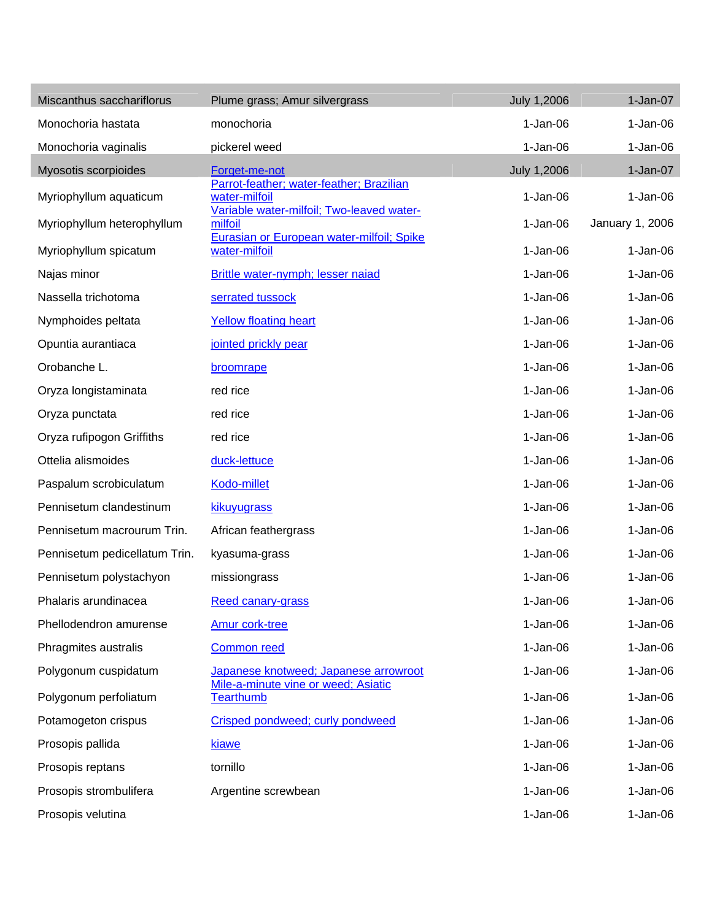| Miscanthus sacchariflorus | Plume grass; Amur silvergrass | July 1,2006 | 1-Jan-07 |
|---|---|---|---|
| Monochoria hastata | monochoria | 1-Jan-06 | 1-Jan-06 |
| Monochoria vaginalis | pickerel weed | 1-Jan-06 | 1-Jan-06 |
| Myosotis scorpioides | Forget-me-not | July 1,2006 | 1-Jan-07 |
| Myriophyllum aquaticum | Parrot-feather; water-feather; Brazilian water-milfoil | 1-Jan-06 | 1-Jan-06 |
| Myriophyllum heterophyllum | Variable water-milfoil; Two-leaved water-milfoil | 1-Jan-06 | January 1, 2006 |
| Myriophyllum spicatum | Eurasian or European water-milfoil; Spike water-milfoil | 1-Jan-06 | 1-Jan-06 |
| Najas minor | Brittle water-nymph; lesser naiad | 1-Jan-06 | 1-Jan-06 |
| Nassella trichotoma | serrated tussock | 1-Jan-06 | 1-Jan-06 |
| Nymphoides peltata | Yellow floating heart | 1-Jan-06 | 1-Jan-06 |
| Opuntia aurantiaca | jointed prickly pear | 1-Jan-06 | 1-Jan-06 |
| Orobanche L. | broomrape | 1-Jan-06 | 1-Jan-06 |
| Oryza longistaminata | red rice | 1-Jan-06 | 1-Jan-06 |
| Oryza punctata | red rice | 1-Jan-06 | 1-Jan-06 |
| Oryza rufipogon Griffiths | red rice | 1-Jan-06 | 1-Jan-06 |
| Ottelia alismoides | duck-lettuce | 1-Jan-06 | 1-Jan-06 |
| Paspalum scrobiculatum | Kodo-millet | 1-Jan-06 | 1-Jan-06 |
| Pennisetum clandestinum | kikuyugrass | 1-Jan-06 | 1-Jan-06 |
| Pennisetum macrourum Trin. | African feathergrass | 1-Jan-06 | 1-Jan-06 |
| Pennisetum pedicellatum Trin. | kyasuma-grass | 1-Jan-06 | 1-Jan-06 |
| Pennisetum polystachyon | missiongrass | 1-Jan-06 | 1-Jan-06 |
| Phalaris arundinacea | Reed canary-grass | 1-Jan-06 | 1-Jan-06 |
| Phellodendron amurense | Amur cork-tree | 1-Jan-06 | 1-Jan-06 |
| Phragmites australis | Common reed | 1-Jan-06 | 1-Jan-06 |
| Polygonum cuspidatum | Japanese knotweed; Japanese arrowroot | 1-Jan-06 | 1-Jan-06 |
| Polygonum perfoliatum | Mile-a-minute vine or weed; Asiatic Tearthumb | 1-Jan-06 | 1-Jan-06 |
| Potamogeton crispus | Crisped pondweed; curly pondweed | 1-Jan-06 | 1-Jan-06 |
| Prosopis pallida | kiawe | 1-Jan-06 | 1-Jan-06 |
| Prosopis reptans | tornillo | 1-Jan-06 | 1-Jan-06 |
| Prosopis strombulifera | Argentine screwbean | 1-Jan-06 | 1-Jan-06 |
| Prosopis velutina | | 1-Jan-06 | 1-Jan-06 |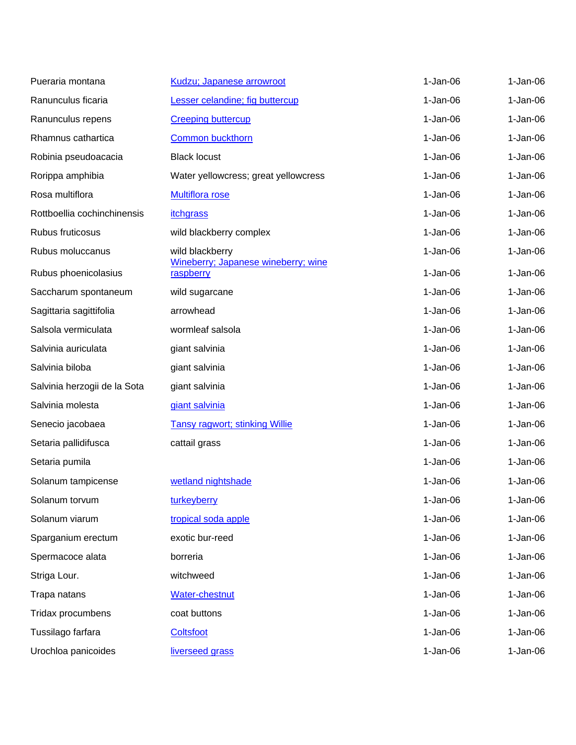| | | | |
|---|---|---|---|
| Pueraria montana | Kudzu; Japanese arrowroot | 1-Jan-06 | 1-Jan-06 |
| Ranunculus ficaria | Lesser celandine; fig buttercup | 1-Jan-06 | 1-Jan-06 |
| Ranunculus repens | Creeping buttercup | 1-Jan-06 | 1-Jan-06 |
| Rhamnus cathartica | Common buckthorn | 1-Jan-06 | 1-Jan-06 |
| Robinia pseudoacacia | Black locust | 1-Jan-06 | 1-Jan-06 |
| Rorippa amphibia | Water yellowcress; great yellowcress | 1-Jan-06 | 1-Jan-06 |
| Rosa multiflora | Multiflora rose | 1-Jan-06 | 1-Jan-06 |
| Rottboellia cochinchinensis | itchgrass | 1-Jan-06 | 1-Jan-06 |
| Rubus fruticosus | wild blackberry complex | 1-Jan-06 | 1-Jan-06 |
| Rubus moluccanus | wild blackberry | 1-Jan-06 | 1-Jan-06 |
| Rubus phoenicolasius | Wineberry; Japanese wineberry; wine raspberry | 1-Jan-06 | 1-Jan-06 |
| Saccharum spontaneum | wild sugarcane | 1-Jan-06 | 1-Jan-06 |
| Sagittaria sagittifolia | arrowhead | 1-Jan-06 | 1-Jan-06 |
| Salsola vermiculata | wormleaf salsola | 1-Jan-06 | 1-Jan-06 |
| Salvinia auriculata | giant salvinia | 1-Jan-06 | 1-Jan-06 |
| Salvinia biloba | giant salvinia | 1-Jan-06 | 1-Jan-06 |
| Salvinia herzogii de la Sota | giant salvinia | 1-Jan-06 | 1-Jan-06 |
| Salvinia molesta | giant salvinia | 1-Jan-06 | 1-Jan-06 |
| Senecio jacobaea | Tansy ragwort; stinking Willie | 1-Jan-06 | 1-Jan-06 |
| Setaria pallidifusca | cattail grass | 1-Jan-06 | 1-Jan-06 |
| Setaria pumila | | 1-Jan-06 | 1-Jan-06 |
| Solanum tampicense | wetland nightshade | 1-Jan-06 | 1-Jan-06 |
| Solanum torvum | turkeyberry | 1-Jan-06 | 1-Jan-06 |
| Solanum viarum | tropical soda apple | 1-Jan-06 | 1-Jan-06 |
| Sparganium erectum | exotic bur-reed | 1-Jan-06 | 1-Jan-06 |
| Spermacoce alata | borreria | 1-Jan-06 | 1-Jan-06 |
| Striga Lour. | witchweed | 1-Jan-06 | 1-Jan-06 |
| Trapa natans | Water-chestnut | 1-Jan-06 | 1-Jan-06 |
| Tridax procumbens | coat buttons | 1-Jan-06 | 1-Jan-06 |
| Tussilago farfara | Coltsfoot | 1-Jan-06 | 1-Jan-06 |
| Urochloa panicoides | liverseed grass | 1-Jan-06 | 1-Jan-06 |